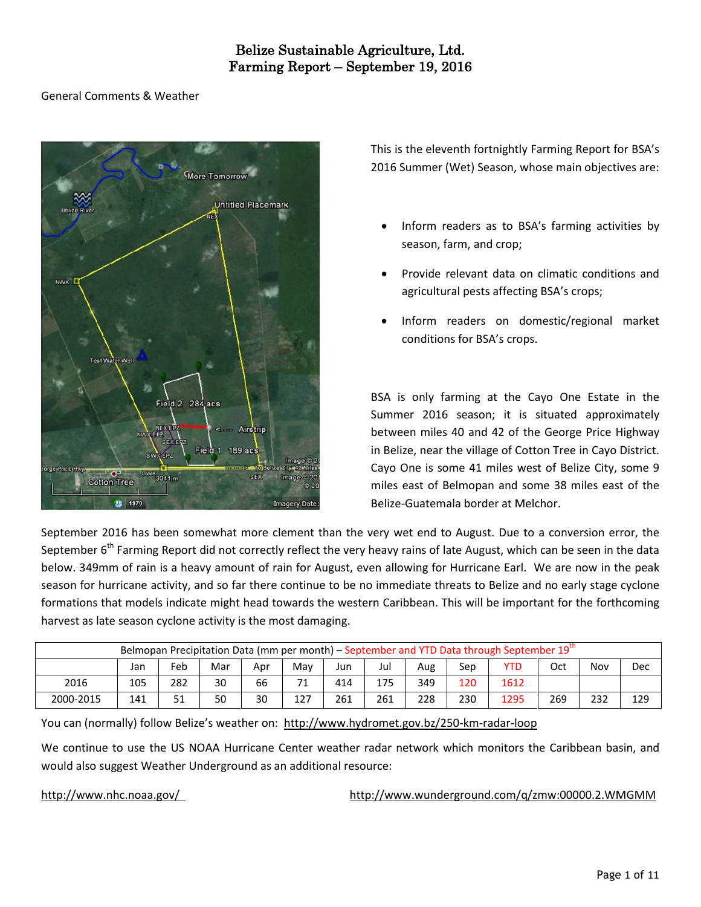# Belize Sustainable Agriculture, Ltd.
# Farming Report – September 19, 2016

General Comments & Weather

This is the eleventh fortnightly Farming Report for BSA's 2016 Summer (Wet) Season, whose main objectives are:

- Inform readers as to BSA's farming activities by season, farm, and crop;
- Provide relevant data on climatic conditions and agricultural pests affecting BSA's crops;
- Inform readers on domestic/regional market conditions for BSA's crops.

BSA is only farming at the Cayo One Estate in the Summer 2016 season; it is situated approximately between miles 40 and 42 of the George Price Highway in Belize, near the village of Cotton Tree in Cayo District. Cayo One is some 41 miles west of Belize City, some 9 miles east of Belmopan and some 38 miles east of the Belize-Guatemala border at Melchor.

September 2016 has been somewhat more clement than the very wet end to August. Due to a conversion error, the September 6th Farming Report did not correctly reflect the very heavy rains of late August, which can be seen in the data below. 349mm of rain is a heavy amount of rain for August, even allowing for Hurricane Earl. We are now in the peak season for hurricane activity, and so far there continue to be no immediate threats to Belize and no early stage cyclone formations that models indicate might head towards the western Caribbean. This will be important for the forthcoming harvest as late season cyclone activity is the most damaging.

| Belmopan Precipitation Data (mm per month) – September and YTD Data through September 19th | | | | | | | | | | | | | |
|---|---|---|---|---|---|---|---|---|---|---|---|---|---|
| | Jan | Feb | Mar | Apr | May | Jun | Jul | Aug | Sep | YTD | Oct | Nov | Dec |
| 2016 | 105 | 282 | 30 | 66 | 71 | 414 | 175 | 349 | 120 | 1612 | | | |
| 2000-2015 | 141 | 51 | 50 | 30 | 127 | 261 | 261 | 228 | 230 | 1295 | 269 | 232 | 129 |

You can (normally) follow Belize's weather on: http://www.hydromet.gov.bz/250-km-radar-loop

We continue to use the US NOAA Hurricane Center weather radar network which monitors the Caribbean basin, and would also suggest Weather Underground as an additional resource:

http://www.nhc.noaa.gov/ http://www.wunderground.com/q/zmw:00000.2.WMGMM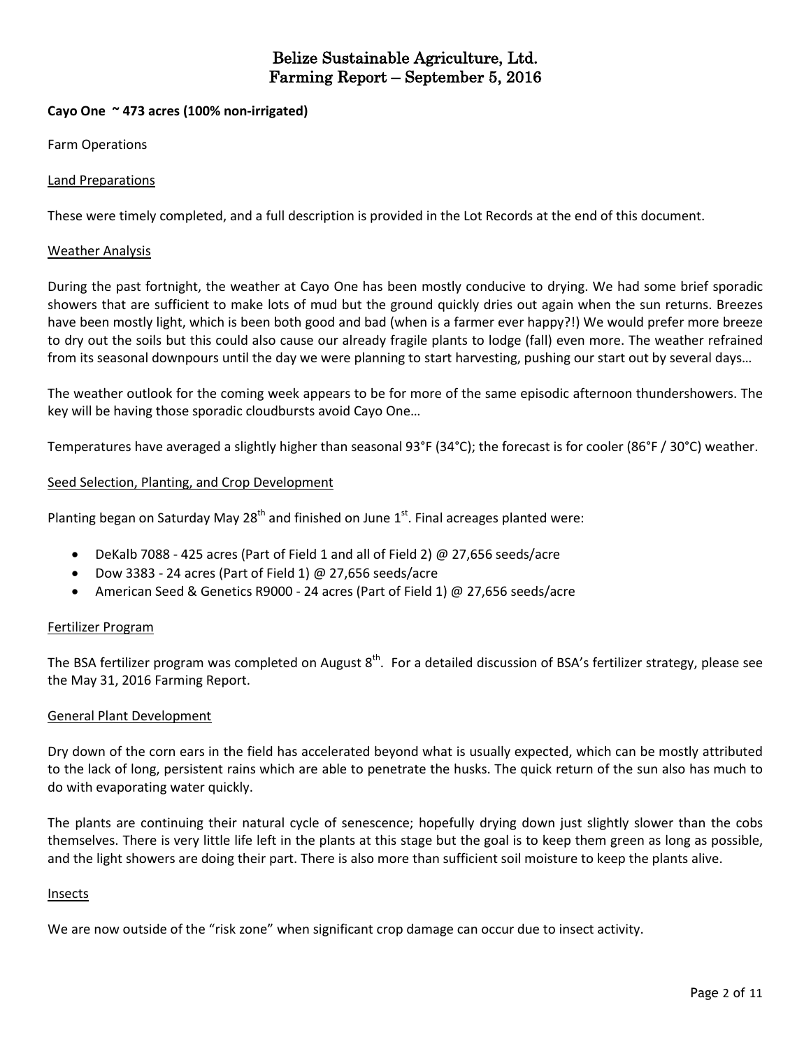# Belize Sustainable Agriculture, Ltd.
# Farming Report – September 5, 2016

**Cayo One ~ 473 acres (100% non-irrigated)**

Farm Operations

## Land Preparations

These were timely completed, and a full description is provided in the Lot Records at the end of this document.

## Weather Analysis

During the past fortnight, the weather at Cayo One has been mostly conducive to drying. We had some brief sporadic showers that are sufficient to make lots of mud but the ground quickly dries out again when the sun returns. Breezes have been mostly light, which is been both good and bad (when is a farmer ever happy?!) We would prefer more breeze to dry out the soils but this could also cause our already fragile plants to lodge (fall) even more. The weather refrained from its seasonal downpours until the day we were planning to start harvesting, pushing our start out by several days…

The weather outlook for the coming week appears to be for more of the same episodic afternoon thundershowers. The key will be having those sporadic cloudbursts avoid Cayo One…

Temperatures have averaged a slightly higher than seasonal 93°F (34°C); the forecast is for cooler (86°F / 30°C) weather.

## Seed Selection, Planting, and Crop Development

Planting began on Saturday May 28th and finished on June 1st. Final acreages planted were:

- DeKalb 7088 - 425 acres (Part of Field 1 and all of Field 2) @ 27,656 seeds/acre
- Dow 3383 - 24 acres (Part of Field 1) @ 27,656 seeds/acre
- American Seed & Genetics R9000 - 24 acres (Part of Field 1) @ 27,656 seeds/acre

## Fertilizer Program

The BSA fertilizer program was completed on August 8th. For a detailed discussion of BSA's fertilizer strategy, please see the May 31, 2016 Farming Report.

## General Plant Development

Dry down of the corn ears in the field has accelerated beyond what is usually expected, which can be mostly attributed to the lack of long, persistent rains which are able to penetrate the husks. The quick return of the sun also has much to do with evaporating water quickly.

The plants are continuing their natural cycle of senescence; hopefully drying down just slightly slower than the cobs themselves. There is very little life left in the plants at this stage but the goal is to keep them green as long as possible, and the light showers are doing their part. There is also more than sufficient soil moisture to keep the plants alive.

## Insects

We are now outside of the "risk zone" when significant crop damage can occur due to insect activity.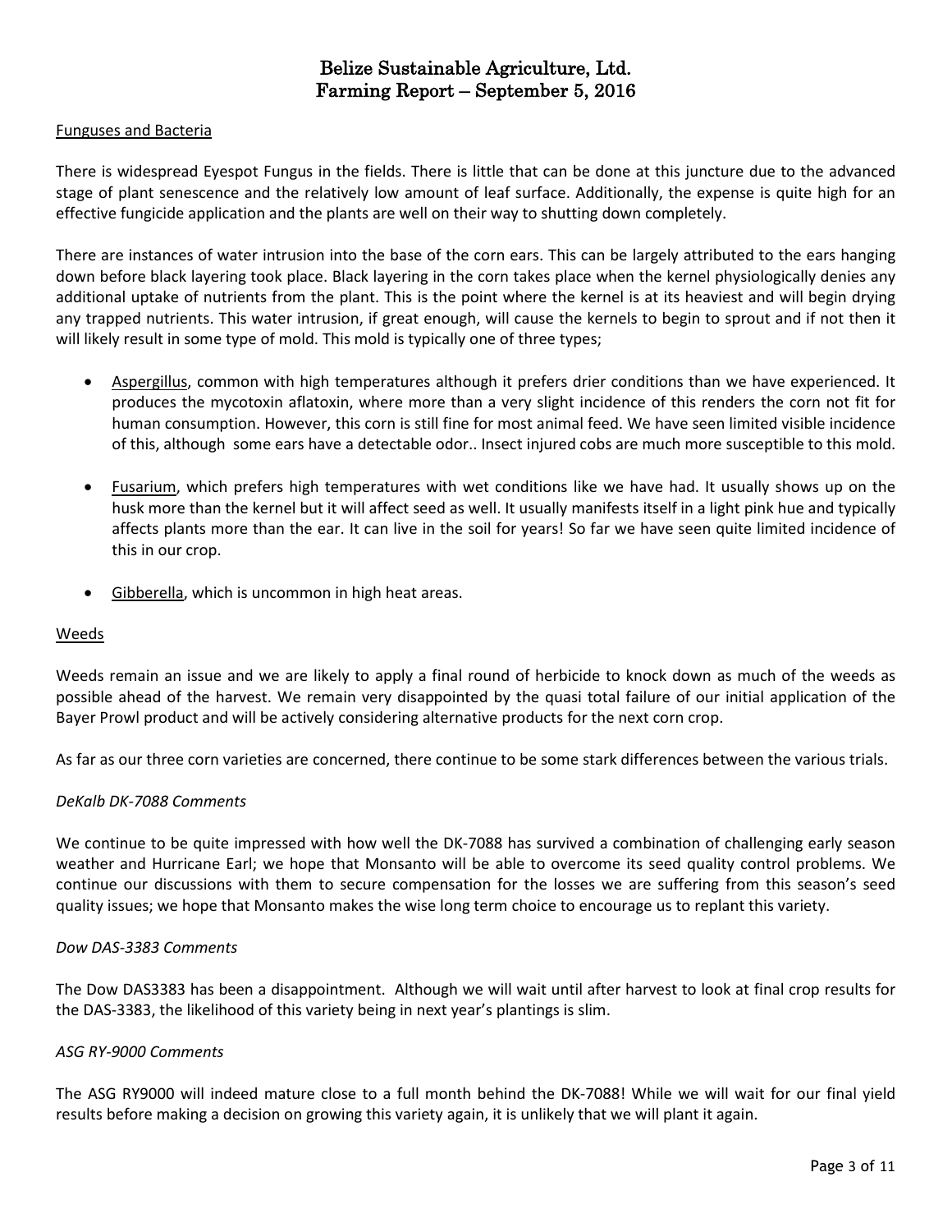# Belize Sustainable Agriculture, Ltd.
## Farming Report – September 5, 2016

### Funguses and Bacteria

There is widespread Eyespot Fungus in the fields. There is little that can be done at this juncture due to the advanced stage of plant senescence and the relatively low amount of leaf surface. Additionally, the expense is quite high for an effective fungicide application and the plants are well on their way to shutting down completely.

There are instances of water intrusion into the base of the corn ears. This can be largely attributed to the ears hanging down before black layering took place. Black layering in the corn takes place when the kernel physiologically denies any additional uptake of nutrients from the plant. This is the point where the kernel is at its heaviest and will begin drying any trapped nutrients. This water intrusion, if great enough, will cause the kernels to begin to sprout and if not then it will likely result in some type of mold. This mold is typically one of three types;

- Aspergillus, common with high temperatures although it prefers drier conditions than we have experienced. It produces the mycotoxin aflatoxin, where more than a very slight incidence of this renders the corn not fit for human consumption. However, this corn is still fine for most animal feed. We have seen limited visible incidence of this, although some ears have a detectable odor.. Insect injured cobs are much more susceptible to this mold.
- Fusarium, which prefers high temperatures with wet conditions like we have had. It usually shows up on the husk more than the kernel but it will affect seed as well. It usually manifests itself in a light pink hue and typically affects plants more than the ear. It can live in the soil for years! So far we have seen quite limited incidence of this in our crop.
- Gibberella, which is uncommon in high heat areas.

### Weeds

Weeds remain an issue and we are likely to apply a final round of herbicide to knock down as much of the weeds as possible ahead of the harvest. We remain very disappointed by the quasi total failure of our initial application of the Bayer Prowl product and will be actively considering alternative products for the next corn crop.

As far as our three corn varieties are concerned, there continue to be some stark differences between the various trials.

*DeKalb DK-7088 Comments*

We continue to be quite impressed with how well the DK-7088 has survived a combination of challenging early season weather and Hurricane Earl; we hope that Monsanto will be able to overcome its seed quality control problems. We continue our discussions with them to secure compensation for the losses we are suffering from this season's seed quality issues; we hope that Monsanto makes the wise long term choice to encourage us to replant this variety.

*Dow DAS-3383 Comments*

The Dow DAS3383 has been a disappointment. Although we will wait until after harvest to look at final crop results for the DAS-3383, the likelihood of this variety being in next year's plantings is slim.

*ASG RY-9000 Comments*

The ASG RY9000 will indeed mature close to a full month behind the DK-7088! While we will wait for our final yield results before making a decision on growing this variety again, it is unlikely that we will plant it again.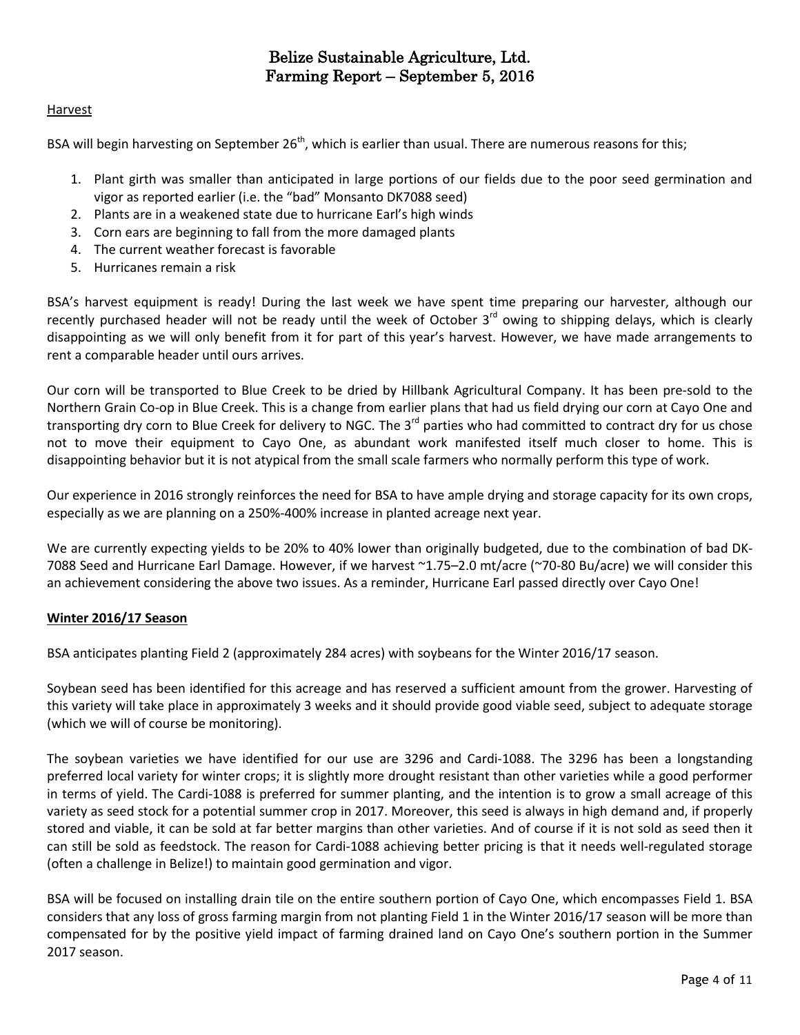# Belize Sustainable Agriculture, Ltd.
## Farming Report – September 5, 2016

Harvest

BSA will begin harvesting on September 26th, which is earlier than usual. There are numerous reasons for this;

1. Plant girth was smaller than anticipated in large portions of our fields due to the poor seed germination and vigor as reported earlier (i.e. the "bad" Monsanto DK7088 seed)
2. Plants are in a weakened state due to hurricane Earl's high winds
3. Corn ears are beginning to fall from the more damaged plants
4. The current weather forecast is favorable
5. Hurricanes remain a risk

BSA's harvest equipment is ready! During the last week we have spent time preparing our harvester, although our recently purchased header will not be ready until the week of October 3rd owing to shipping delays, which is clearly disappointing as we will only benefit from it for part of this year's harvest. However, we have made arrangements to rent a comparable header until ours arrives.

Our corn will be transported to Blue Creek to be dried by Hillbank Agricultural Company. It has been pre-sold to the Northern Grain Co-op in Blue Creek. This is a change from earlier plans that had us field drying our corn at Cayo One and transporting dry corn to Blue Creek for delivery to NGC. The 3rd parties who had committed to contract dry for us chose not to move their equipment to Cayo One, as abundant work manifested itself much closer to home. This is disappointing behavior but it is not atypical from the small scale farmers who normally perform this type of work.

Our experience in 2016 strongly reinforces the need for BSA to have ample drying and storage capacity for its own crops, especially as we are planning on a 250%-400% increase in planted acreage next year.

We are currently expecting yields to be 20% to 40% lower than originally budgeted, due to the combination of bad DK-7088 Seed and Hurricane Earl Damage. However, if we harvest ~1.75–2.0 mt/acre (~70-80 Bu/acre) we will consider this an achievement considering the above two issues. As a reminder, Hurricane Earl passed directly over Cayo One!

**Winter 2016/17 Season**

BSA anticipates planting Field 2 (approximately 284 acres) with soybeans for the Winter 2016/17 season.

Soybean seed has been identified for this acreage and has reserved a sufficient amount from the grower. Harvesting of this variety will take place in approximately 3 weeks and it should provide good viable seed, subject to adequate storage (which we will of course be monitoring).

The soybean varieties we have identified for our use are 3296 and Cardi-1088. The 3296 has been a longstanding preferred local variety for winter crops; it is slightly more drought resistant than other varieties while a good performer in terms of yield. The Cardi-1088 is preferred for summer planting, and the intention is to grow a small acreage of this variety as seed stock for a potential summer crop in 2017. Moreover, this seed is always in high demand and, if properly stored and viable, it can be sold at far better margins than other varieties. And of course if it is not sold as seed then it can still be sold as feedstock. The reason for Cardi-1088 achieving better pricing is that it needs well-regulated storage (often a challenge in Belize!) to maintain good germination and vigor.

BSA will be focused on installing drain tile on the entire southern portion of Cayo One, which encompasses Field 1. BSA considers that any loss of gross farming margin from not planting Field 1 in the Winter 2016/17 season will be more than compensated for by the positive yield impact of farming drained land on Cayo One's southern portion in the Summer 2017 season.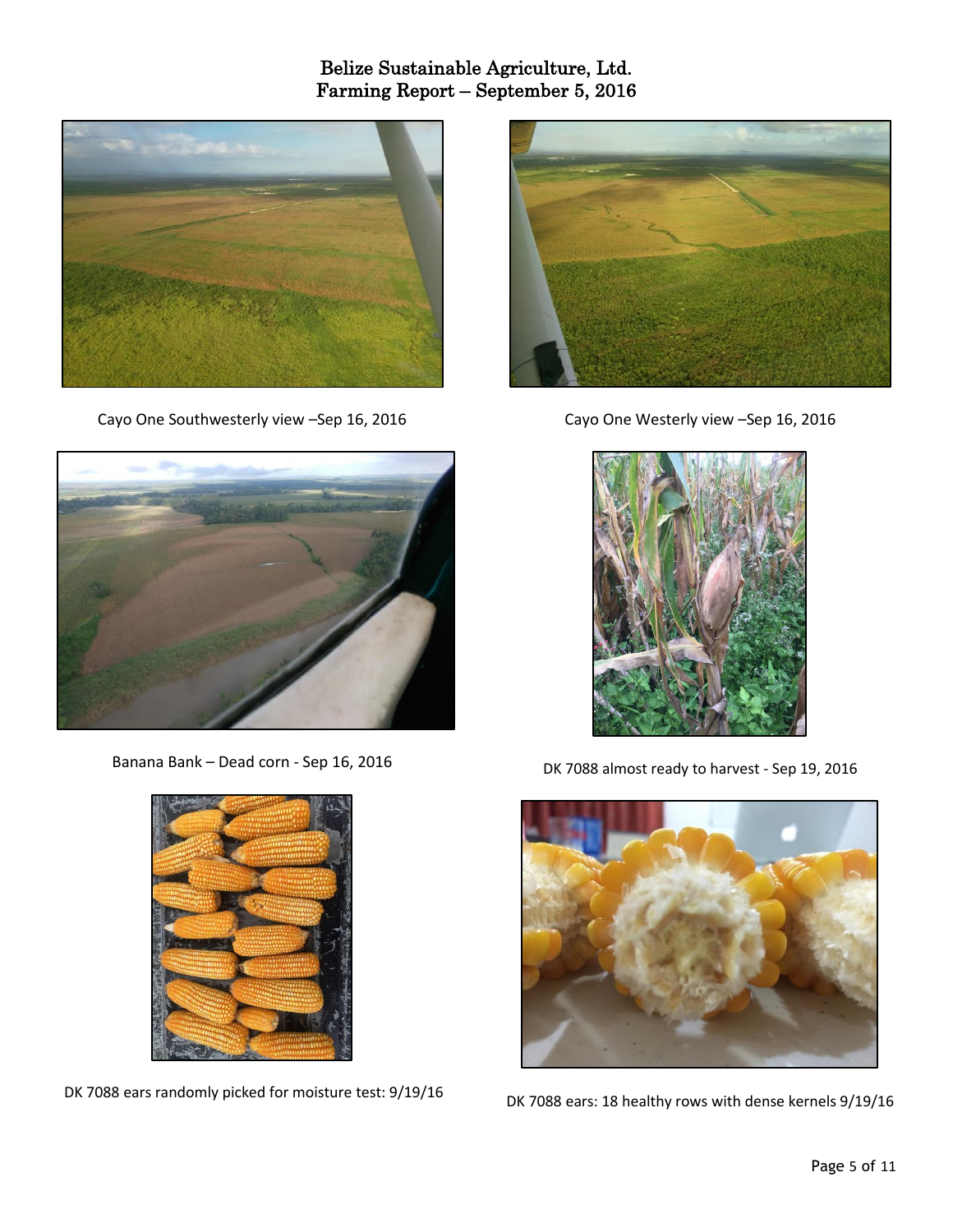# Belize Sustainable Agriculture, Ltd.
## Farming Report – September 5, 2016

Cayo One Southwesterly view –Sep 16, 2016

Cayo One Westerly view –Sep 16, 2016

Banana Bank – Dead corn - Sep 16, 2016

DK 7088 almost ready to harvest - Sep 19, 2016

DK 7088 ears randomly picked for moisture test: 9/19/16

DK 7088 ears: 18 healthy rows with dense kernels 9/19/16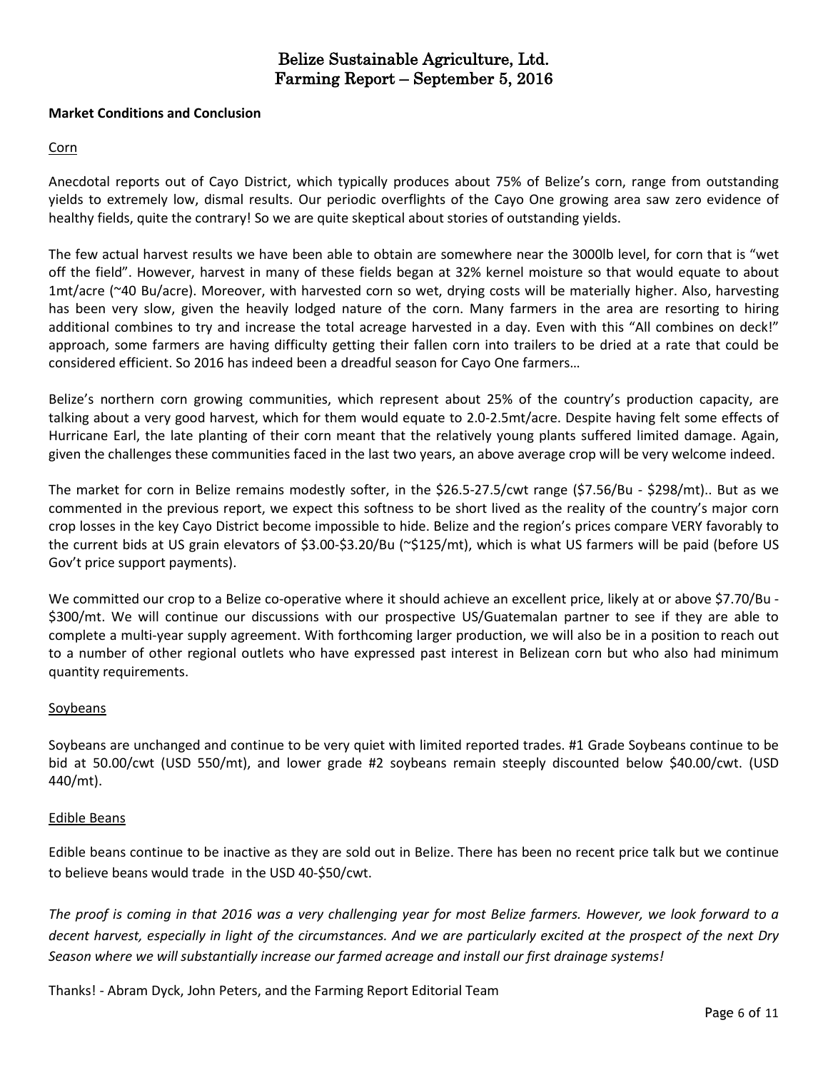# Belize Sustainable Agriculture, Ltd.
# Farming Report – September 5, 2016

**Market Conditions and Conclusion**

Corn

Anecdotal reports out of Cayo District, which typically produces about 75% of Belize's corn, range from outstanding yields to extremely low, dismal results. Our periodic overflights of the Cayo One growing area saw zero evidence of healthy fields, quite the contrary! So we are quite skeptical about stories of outstanding yields.

The few actual harvest results we have been able to obtain are somewhere near the 3000lb level, for corn that is "wet off the field". However, harvest in many of these fields began at 32% kernel moisture so that would equate to about 1mt/acre (~40 Bu/acre). Moreover, with harvested corn so wet, drying costs will be materially higher. Also, harvesting has been very slow, given the heavily lodged nature of the corn. Many farmers in the area are resorting to hiring additional combines to try and increase the total acreage harvested in a day. Even with this "All combines on deck!" approach, some farmers are having difficulty getting their fallen corn into trailers to be dried at a rate that could be considered efficient. So 2016 has indeed been a dreadful season for Cayo One farmers…

Belize's northern corn growing communities, which represent about 25% of the country's production capacity, are talking about a very good harvest, which for them would equate to 2.0-2.5mt/acre. Despite having felt some effects of Hurricane Earl, the late planting of their corn meant that the relatively young plants suffered limited damage. Again, given the challenges these communities faced in the last two years, an above average crop will be very welcome indeed.

The market for corn in Belize remains modestly softer, in the $26.5-27.5/cwt range ($7.56/Bu - $298/mt).. But as we commented in the previous report, we expect this softness to be short lived as the reality of the country's major corn crop losses in the key Cayo District become impossible to hide. Belize and the region's prices compare VERY favorably to the current bids at US grain elevators of $3.00-$3.20/Bu (~$125/mt), which is what US farmers will be paid (before US Gov't price support payments).

We committed our crop to a Belize co-operative where it should achieve an excellent price, likely at or above $7.70/Bu - $300/mt. We will continue our discussions with our prospective US/Guatemalan partner to see if they are able to complete a multi-year supply agreement. With forthcoming larger production, we will also be in a position to reach out to a number of other regional outlets who have expressed past interest in Belizean corn but who also had minimum quantity requirements.

Soybeans

Soybeans are unchanged and continue to be very quiet with limited reported trades. #1 Grade Soybeans continue to be bid at 50.00/cwt (USD 550/mt), and lower grade #2 soybeans remain steeply discounted below $40.00/cwt. (USD 440/mt).

Edible Beans

Edible beans continue to be inactive as they are sold out in Belize. There has been no recent price talk but we continue to believe beans would trade in the USD 40-$50/cwt.

*The proof is coming in that 2016 was a very challenging year for most Belize farmers. However, we look forward to a decent harvest, especially in light of the circumstances. And we are particularly excited at the prospect of the next Dry Season where we will substantially increase our farmed acreage and install our first drainage systems!*

Thanks! - Abram Dyck, John Peters, and the Farming Report Editorial Team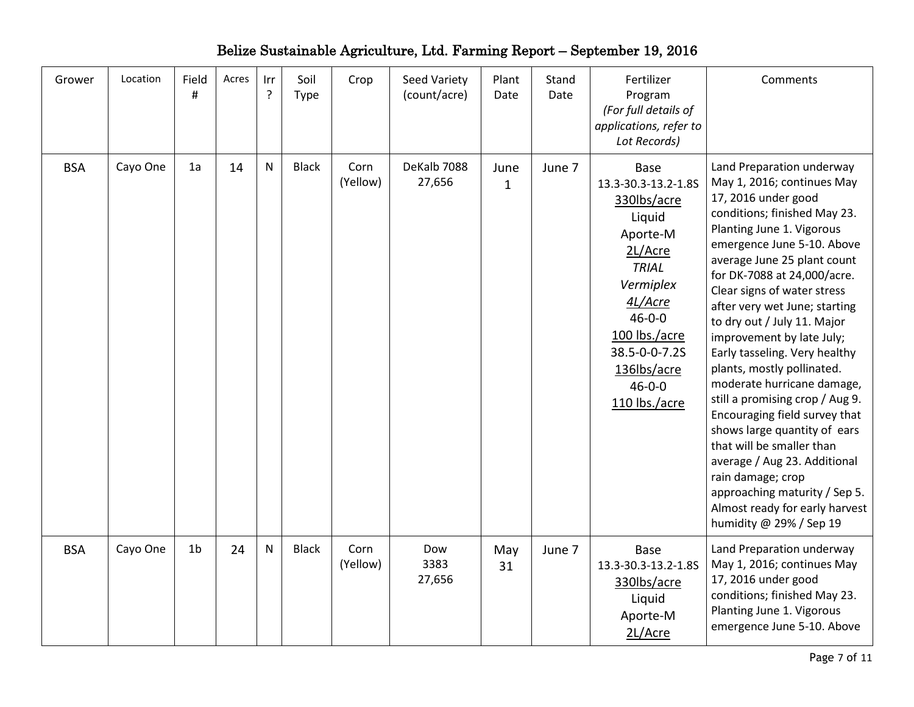# Belize Sustainable Agriculture, Ltd. Farming Report – September 19, 2016

| Grower | Location | Field # | Acres | Irr ? | Soil Type | Crop | Seed Variety (count/acre) | Plant Date | Stand Date | Fertilizer Program *(For full details of applications, refer to Lot Records)* | Comments |
|---|---|---|---|---|---|---|---|---|---|---|---|
| BSA | Cayo One | 1a | 14 | N | Black | Corn (Yellow) | DeKalb 7088 27,656 | June 1 | June 7 | Base 13.3-30.3-13.2-1.8S <u>330lbs/acre</u> Liquid Aporte-M <u>2L/Acre</u> *TRIAL* *Vermiplex* *<u>4L/Acre</u>* 46-0-0 <u>100 lbs./acre</u> 38.5-0-0-7.2S <u>136lbs/acre</u> 46-0-0 <u>110 lbs./acre</u> | Land Preparation underway May 1, 2016; continues May 17, 2016 under good conditions; finished May 23. Planting June 1. Vigorous emergence June 5-10. Above average June 25 plant count for DK-7088 at 24,000/acre. Clear signs of water stress after very wet June; starting to dry out / July 11. Major improvement by late July; Early tasseling. Very healthy plants, mostly pollinated. moderate hurricane damage, still a promising crop / Aug 9. Encouraging field survey that shows large quantity of ears that will be smaller than average / Aug 23. Additional rain damage; crop approaching maturity / Sep 5. Almost ready for early harvest humidity @ 29% / Sep 19 |
| BSA | Cayo One | 1b | 24 | N | Black | Corn (Yellow) | Dow 3383 27,656 | May 31 | June 7 | Base 13.3-30.3-13.2-1.8S <u>330lbs/acre</u> Liquid Aporte-M <u>2L/Acre</u> | Land Preparation underway May 1, 2016; continues May 17, 2016 under good conditions; finished May 23. Planting June 1. Vigorous emergence June 5-10. Above |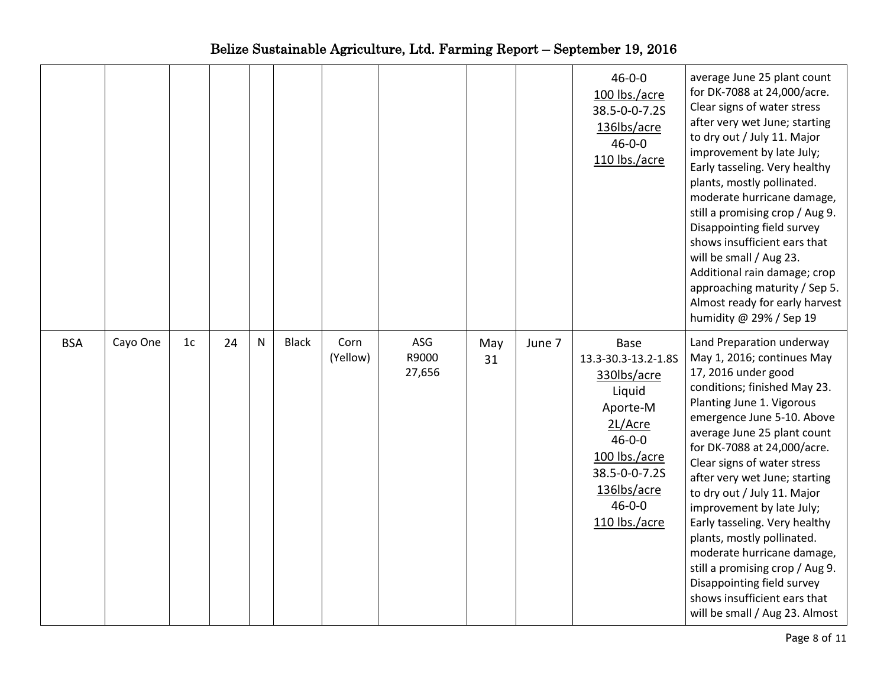|  |  |  |  |  |  |  |  |  |  |  |  |
|---|---|---|---|---|---|---|---|---|---|---|---|
|  |  |  |  |  |  |  |  |  |  | 46-0-0<br>100 lbs./acre<br>38.5-0-0-7.2S<br>136lbs/acre<br>46-0-0<br>110 lbs./acre | average June 25 plant count for DK-7088 at 24,000/acre. Clear signs of water stress after very wet June; starting to dry out / July 11. Major improvement by late July; Early tasseling. Very healthy plants, mostly pollinated. moderate hurricane damage, still a promising crop / Aug 9. Disappointing field survey shows insufficient ears that will be small / Aug 23. Additional rain damage; crop approaching maturity / Sep 5. Almost ready for early harvest humidity @ 29% / Sep 19 |
| BSA | Cayo One | 1c | 24 | N | Black | Corn (Yellow) | ASG R9000 27,656 | May 31 | June 7 | Base<br>13.3-30.3-13.2-1.8S<br>330lbs/acre<br>Liquid<br>Aporte-M<br>2L/Acre<br>46-0-0<br>100 lbs./acre<br>38.5-0-0-7.2S<br>136lbs/acre<br>46-0-0<br>110 lbs./acre | Land Preparation underway May 1, 2016; continues May 17, 2016 under good conditions; finished May 23. Planting June 1. Vigorous emergence June 5-10. Above average June 25 plant count for DK-7088 at 24,000/acre. Clear signs of water stress after very wet June; starting to dry out / July 11. Major improvement by late July; Early tasseling. Very healthy plants, mostly pollinated. moderate hurricane damage, still a promising crop / Aug 9. Disappointing field survey shows insufficient ears that will be small / Aug 23. Almost |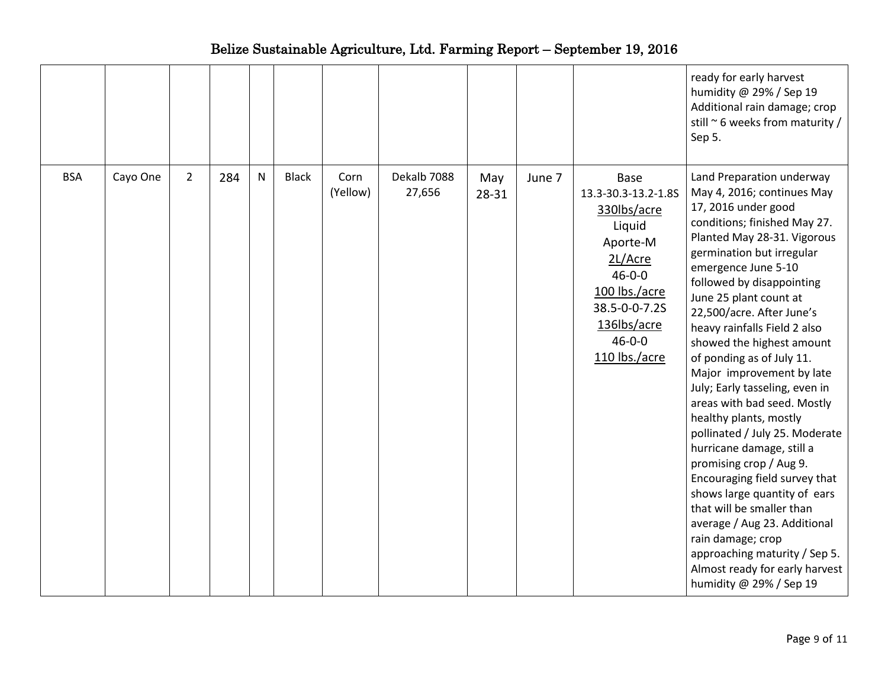|  |  |  |  |  |  |  |  |  |  |  |  |
|---|---|---|---|---|---|---|---|---|---|---|---|
|  |  |  |  |  |  |  |  |  |  |  | ready for early harvest humidity @ 29% / Sep 19 Additional rain damage; crop still ~ 6 weeks from maturity / Sep 5. |
| BSA | Cayo One | 2 | 284 | N | Black | Corn (Yellow) | Dekalb 7088 27,656 | May 28-31 | June 7 | Base 13.3-30.3-13.2-1.8S 330lbs/acre Liquid Aporte-M 2L/Acre 46-0-0 100 lbs./acre 38.5-0-0-7.2S 136lbs/acre 46-0-0 110 lbs./acre | Land Preparation underway May 4, 2016; continues May 17, 2016 under good conditions; finished May 27. Planted May 28-31. Vigorous germination but irregular emergence June 5-10 followed by disappointing June 25 plant count at 22,500/acre. After June's heavy rainfalls Field 2 also showed the highest amount of ponding as of July 11. Major improvement by late July; Early tasseling, even in areas with bad seed. Mostly healthy plants, mostly pollinated / July 25. Moderate hurricane damage, still a promising crop / Aug 9. Encouraging field survey that shows large quantity of ears that will be smaller than average / Aug 23. Additional rain damage; crop approaching maturity / Sep 5. Almost ready for early harvest humidity @ 29% / Sep 19 |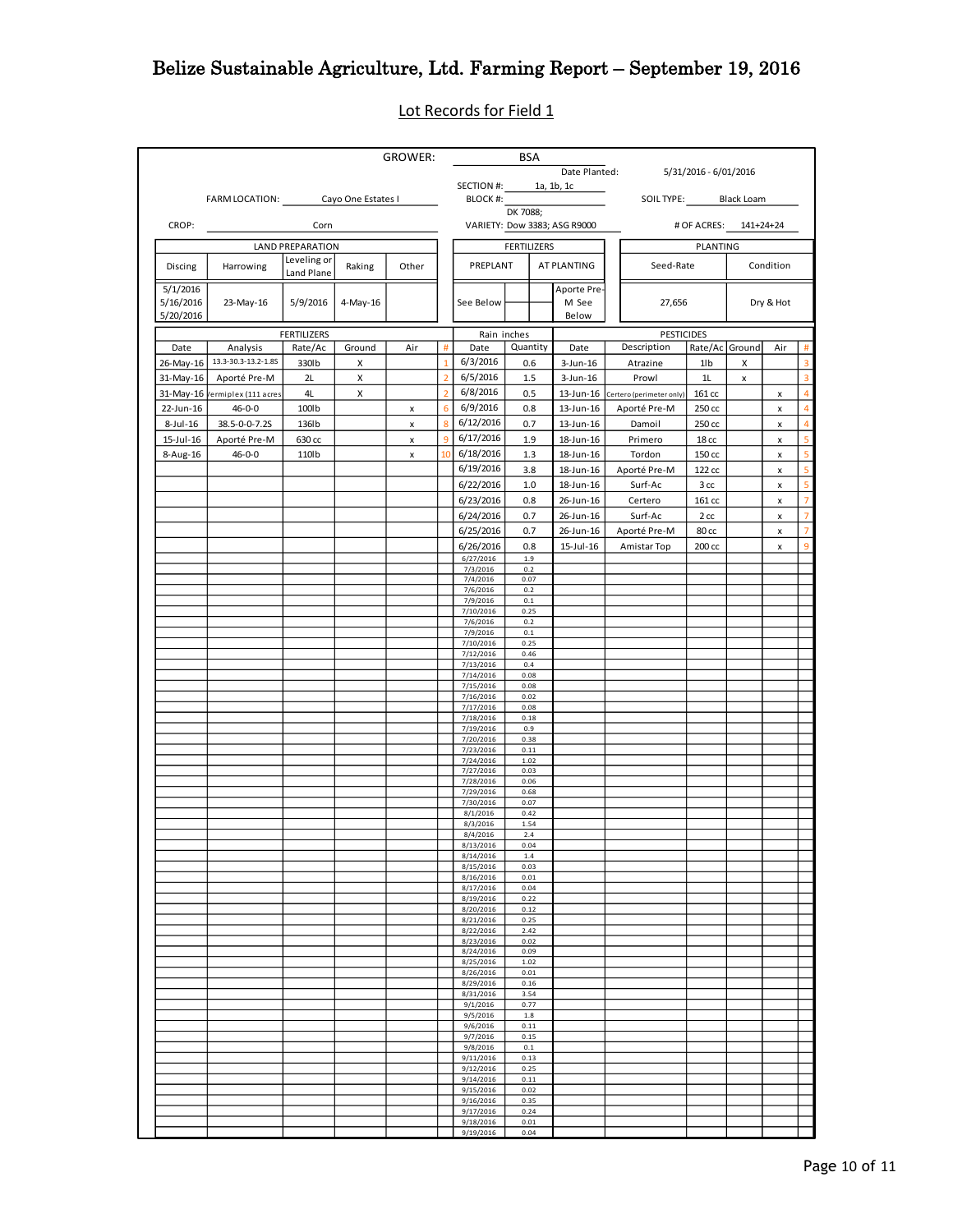# Belize Sustainable Agriculture, Ltd. Farming Report – September 19, 2016

## Lot Records for Field 1

GROWER: BSA

SECTION #: 1a, 1b, 1c

Date Planted: 5/31/2016 - 6/01/2016

FARM LOCATION: Cayo One Estates I

BLOCK #:

SOIL TYPE: Black Loam

CROP: Corn

VARIETY: DK 7088; Dow 3383; ASG R9000

# OF ACRES: 141+24+24

| LAND PREPARATION | | | | | FERTILIZERS | | PLANTING | |
|---|---|---|---|---|---|---|---|---|
| Discing | Harrowing | Leveling or Land Plane | Raking | Other | PREPLANT | AT PLANTING | Seed-Rate | Condition |
| 5/1/2016 5/16/2016 5/20/2016 | 23-May-16 | 5/9/2016 | 4-May-16 | | See Below | Aporte Pre-M See Below | 27,656 | Dry & Hot |

| FERTILIZERS | | | | | | Rain inches | | PESTICIDES | | | | | |
|---|---|---|---|---|---|---|---|---|---|---|---|---|---|
| Date | Analysis | Rate/Ac | Ground | Air | # | Date | Quantity | Date | Description | Rate/Ac | Ground | Air | # |
| 26-May-16 | 13.3-30.3-13.2-1.8S | 330lb | X | | 1 | 6/3/2016 | 0.6 | 3-Jun-16 | Atrazine | 1lb | X | | 3 |
| 31-May-16 | Aporté Pre-M | 2L | X | | 2 | 6/5/2016 | 1.5 | 3-Jun-16 | Prowl | 1L | x | | 3 |
| 31-May-16 | Vermiplex (111 acres | 4L | X | | 2 | 6/8/2016 | 0.5 | 13-Jun-16 | Certero (perimeter only) | 161 cc | | x | 4 |
| 22-Jun-16 | 46-0-0 | 100lb | | x | 6 | 6/9/2016 | 0.8 | 13-Jun-16 | Aporté Pre-M | 250 cc | | x | 4 |
| 8-Jul-16 | 38.5-0-0-7.2S | 136lb | | x | 8 | 6/12/2016 | 0.7 | 13-Jun-16 | Damoil | 250 cc | | x | 4 |
| 15-Jul-16 | Aporté Pre-M | 630 cc | | x | 9 | 6/17/2016 | 1.9 | 18-Jun-16 | Primero | 18 cc | | x | 5 |
| 8-Aug-16 | 46-0-0 | 110lb | | x | 10 | 6/18/2016 | 1.3 | 18-Jun-16 | Tordon | 150 cc | | x | 5 |
| | | | | | | 6/19/2016 | 3.8 | 18-Jun-16 | Aporté Pre-M | 122 cc | | x | 5 |
| | | | | | | 6/22/2016 | 1.0 | 18-Jun-16 | Surf-Ac | 3 cc | | x | 5 |
| | | | | | | 6/23/2016 | 0.8 | 26-Jun-16 | Certero | 161 cc | | x | 7 |
| | | | | | | 6/24/2016 | 0.7 | 26-Jun-16 | Surf-Ac | 2 cc | | x | 7 |
| | | | | | | 6/25/2016 | 0.7 | 26-Jun-16 | Aporté Pre-M | 80 cc | | x | 7 |
| | | | | | | 6/26/2016 | 0.8 | 15-Jul-16 | Amistar Top | 200 cc | | x | 9 |
| | | | | | | 6/27/2016 | 1.9 | | | | | | |
| | | | | | | 7/3/2016 | 0.2 | | | | | | |
| | | | | | | 7/4/2016 | 0.07 | | | | | | |
| | | | | | | 7/6/2016 | 0.2 | | | | | | |
| | | | | | | 7/9/2016 | 0.1 | | | | | | |
| | | | | | | 7/10/2016 | 0.25 | | | | | | |
| | | | | | | 7/6/2016 | 0.2 | | | | | | |
| | | | | | | 7/9/2016 | 0.1 | | | | | | |
| | | | | | | 7/10/2016 | 0.25 | | | | | | |
| | | | | | | 7/12/2016 | 0.46 | | | | | | |
| | | | | | | 7/13/2016 | 0.4 | | | | | | |
| | | | | | | 7/14/2016 | 0.08 | | | | | | |
| | | | | | | 7/15/2016 | 0.08 | | | | | | |
| | | | | | | 7/16/2016 | 0.02 | | | | | | |
| | | | | | | 7/17/2016 | 0.08 | | | | | | |
| | | | | | | 7/18/2016 | 0.18 | | | | | | |
| | | | | | | 7/19/2016 | 0.9 | | | | | | |
| | | | | | | 7/20/2016 | 0.38 | | | | | | |
| | | | | | | 7/23/2016 | 0.11 | | | | | | |
| | | | | | | 7/24/2016 | 1.02 | | | | | | |
| | | | | | | 7/27/2016 | 0.03 | | | | | | |
| | | | | | | 7/28/2016 | 0.06 | | | | | | |
| | | | | | | 7/29/2016 | 0.68 | | | | | | |
| | | | | | | 7/30/2016 | 0.07 | | | | | | |
| | | | | | | 8/1/2016 | 0.42 | | | | | | |
| | | | | | | 8/3/2016 | 1.54 | | | | | | |
| | | | | | | 8/4/2016 | 2.4 | | | | | | |
| | | | | | | 8/13/2016 | 0.04 | | | | | | |
| | | | | | | 8/14/2016 | 1.4 | | | | | | |
| | | | | | | 8/15/2016 | 0.03 | | | | | | |
| | | | | | | 8/16/2016 | 0.01 | | | | | | |
| | | | | | | 8/17/2016 | 0.04 | | | | | | |
| | | | | | | 8/19/2016 | 0.22 | | | | | | |
| | | | | | | 8/20/2016 | 0.12 | | | | | | |
| | | | | | | 8/21/2016 | 0.25 | | | | | | |
| | | | | | | 8/22/2016 | 2.42 | | | | | | |
| | | | | | | 8/23/2016 | 0.02 | | | | | | |
| | | | | | | 8/24/2016 | 0.09 | | | | | | |
| | | | | | | 8/25/2016 | 1.02 | | | | | | |
| | | | | | | 8/26/2016 | 0.01 | | | | | | |
| | | | | | | 8/29/2016 | 0.16 | | | | | | |
| | | | | | | 8/31/2016 | 3.54 | | | | | | |
| | | | | | | 9/1/2016 | 0.77 | | | | | | |
| | | | | | | 9/5/2016 | 1.8 | | | | | | |
| | | | | | | 9/6/2016 | 0.11 | | | | | | |
| | | | | | | 9/7/2016 | 0.15 | | | | | | |
| | | | | | | 9/8/2016 | 0.1 | | | | | | |
| | | | | | | 9/11/2016 | 0.13 | | | | | | |
| | | | | | | 9/12/2016 | 0.25 | | | | | | |
| | | | | | | 9/14/2016 | 0.11 | | | | | | |
| | | | | | | 9/15/2016 | 0.02 | | | | | | |
| | | | | | | 9/16/2016 | 0.35 | | | | | | |
| | | | | | | 9/17/2016 | 0.24 | | | | | | |
| | | | | | | 9/18/2016 | 0.01 | | | | | | |
| | | | | | | 9/19/2016 | 0.04 | | | | | | |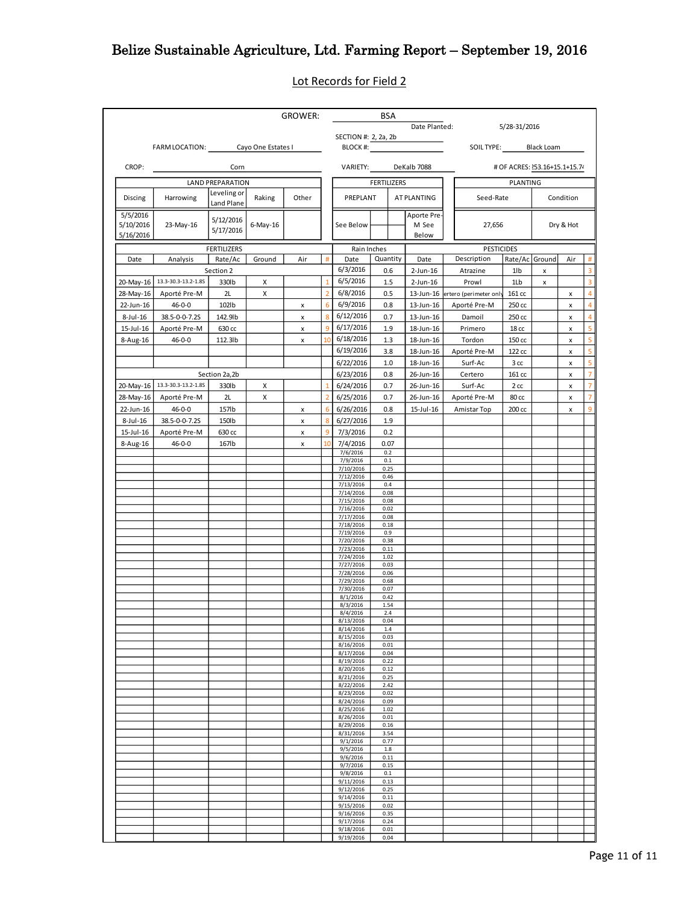# Belize Sustainable Agriculture, Ltd. Farming Report – September 19, 2016

## Lot Records for Field 2

GROWER: BSA

Date Planted: 5/28-31/2016

SECTION #: 2, 2a, 2b

FARM LOCATION: Cayo One Estates I

BLOCK #:

SOIL TYPE: Black Loam

CROP: Corn

VARIETY: DeKalb 7088

# OF ACRES: 253.16+15.1+15.74

| LAND PREPARATION | | | | |
|---|---|---|---|---|
| Discing | Harrowing | Leveling or Land Plane | Raking | Other |
| 5/5/2016<br>5/10/2016<br>5/16/2016 | 23-May-16 | 5/12/2016<br>5/17/2016 | 6-May-16 | |

| FERTILIZERS | |
|---|---|
| PREPLANT | AT PLANTING |
| See Below | Aporte Pre-M See Below |

| PLANTING | |
|---|---|
| Seed-Rate | Condition |
| 27,656 | Dry & Hot |

| FERTILIZERS | | | | | | Rain Inches | | PESTICIDES | | | | | | |
|---|---|---|---|---|---|---|---|---|---|---|---|---|---|---|
| Date | Analysis | Rate/Ac | Ground | Air | # | Date | Quantity | Date | Description | Rate/Ac | Ground | Air | # |
| | | Section 2 | | | | 6/3/2016 | 0.6 | 2-Jun-16 | Atrazine | 1lb | x | | 3 |
| 20-May-16 | 13.3-30.3-13.2-1.8S | 330lb | X | | 1 | 6/5/2016 | 1.5 | 2-Jun-16 | Prowl | 1Lb | x | | 3 |
| 28-May-16 | Aporté Pre-M | 2L | X | | 2 | 6/8/2016 | 0.5 | 13-Jun-16 | ertero (perimeter only | 161 cc | | x | 4 |
| 22-Jun-16 | 46-0-0 | 102lb | | x | 6 | 6/9/2016 | 0.8 | 13-Jun-16 | Aporté Pre-M | 250 cc | | x | 4 |
| 8-Jul-16 | 38.5-0-0-7.2S | 142.9lb | | x | 8 | 6/12/2016 | 0.7 | 13-Jun-16 | Damoil | 250 cc | | x | 4 |
| 15-Jul-16 | Aporté Pre-M | 630 cc | | x | 9 | 6/17/2016 | 1.9 | 18-Jun-16 | Primero | 18 cc | | x | 5 |
| 8-Aug-16 | 46-0-0 | 112.3lb | | x | 10 | 6/18/2016 | 1.3 | 18-Jun-16 | Tordon | 150 cc | | x | 5 |
| | | | | | | 6/19/2016 | 3.8 | 18-Jun-16 | Aporté Pre-M | 122 cc | | x | 5 |
| | | | | | | 6/22/2016 | 1.0 | 18-Jun-16 | Surf-Ac | 3 cc | | x | 5 |
| | | Section 2a,2b | | | | 6/23/2016 | 0.8 | 26-Jun-16 | Certero | 161 cc | | x | 7 |
| 20-May-16 | 13.3-30.3-13.2-1.8S | 330lb | X | | 1 | 6/24/2016 | 0.7 | 26-Jun-16 | Surf-Ac | 2 cc | | x | 7 |
| 28-May-16 | Aporté Pre-M | 2L | X | | 2 | 6/25/2016 | 0.7 | 26-Jun-16 | Aporté Pre-M | 80 cc | | x | 7 |
| 22-Jun-16 | 46-0-0 | 157lb | | x | 6 | 6/26/2016 | 0.8 | 15-Jul-16 | Amistar Top | 200 cc | | x | 9 |
| 8-Jul-16 | 38.5-0-0-7.2S | 150lb | | x | 8 | 6/27/2016 | 1.9 | | | | | | |
| 15-Jul-16 | Aporté Pre-M | 630 cc | | x | 9 | 7/3/2016 | 0.2 | | | | | | |
| 8-Aug-16 | 46-0-0 | 167lb | | x | 10 | 7/4/2016 | 0.07 | | | | | | |
| | | | | | | 7/6/2016 | 0.2 | | | | | | |
| | | | | | | 7/9/2016 | 0.1 | | | | | | |
| | | | | | | 7/10/2016 | 0.25 | | | | | | |
| | | | | | | 7/12/2016 | 0.46 | | | | | | |
| | | | | | | 7/13/2016 | 0.4 | | | | | | |
| | | | | | | 7/14/2016 | 0.08 | | | | | | |
| | | | | | | 7/15/2016 | 0.08 | | | | | | |
| | | | | | | 7/16/2016 | 0.02 | | | | | | |
| | | | | | | 7/17/2016 | 0.08 | | | | | | |
| | | | | | | 7/18/2016 | 0.18 | | | | | | |
| | | | | | | 7/19/2016 | 0.9 | | | | | | |
| | | | | | | 7/20/2016 | 0.38 | | | | | | |
| | | | | | | 7/23/2016 | 0.11 | | | | | | |
| | | | | | | 7/24/2016 | 1.02 | | | | | | |
| | | | | | | 7/27/2016 | 0.03 | | | | | | |
| | | | | | | 7/28/2016 | 0.06 | | | | | | |
| | | | | | | 7/29/2016 | 0.68 | | | | | | |
| | | | | | | 7/30/2016 | 0.07 | | | | | | |
| | | | | | | 8/1/2016 | 0.42 | | | | | | |
| | | | | | | 8/3/2016 | 1.54 | | | | | | |
| | | | | | | 8/4/2016 | 2.4 | | | | | | |
| | | | | | | 8/13/2016 | 0.04 | | | | | | |
| | | | | | | 8/14/2016 | 1.4 | | | | | | |
| | | | | | | 8/15/2016 | 0.03 | | | | | | |
| | | | | | | 8/16/2016 | 0.01 | | | | | | |
| | | | | | | 8/17/2016 | 0.04 | | | | | | |
| | | | | | | 8/19/2016 | 0.22 | | | | | | |
| | | | | | | 8/20/2016 | 0.12 | | | | | | |
| | | | | | | 8/21/2016 | 0.25 | | | | | | |
| | | | | | | 8/22/2016 | 2.42 | | | | | | |
| | | | | | | 8/23/2016 | 0.02 | | | | | | |
| | | | | | | 8/24/2016 | 0.09 | | | | | | |
| | | | | | | 8/25/2016 | 1.02 | | | | | | |
| | | | | | | 8/26/2016 | 0.01 | | | | | | |
| | | | | | | 8/29/2016 | 0.16 | | | | | | |
| | | | | | | 8/31/2016 | 3.54 | | | | | | |
| | | | | | | 9/1/2016 | 0.77 | | | | | | |
| | | | | | | 9/5/2016 | 1.8 | | | | | | |
| | | | | | | 9/6/2016 | 0.11 | | | | | | |
| | | | | | | 9/7/2016 | 0.15 | | | | | | |
| | | | | | | 9/8/2016 | 0.1 | | | | | | |
| | | | | | | 9/11/2016 | 0.13 | | | | | | |
| | | | | | | 9/12/2016 | 0.25 | | | | | | |
| | | | | | | 9/14/2016 | 0.11 | | | | | | |
| | | | | | | 9/15/2016 | 0.02 | | | | | | |
| | | | | | | 9/16/2016 | 0.35 | | | | | | |
| | | | | | | 9/17/2016 | 0.24 | | | | | | |
| | | | | | | 9/18/2016 | 0.01 | | | | | | |
| | | | | | | 9/19/2016 | 0.04 | | | | | | |